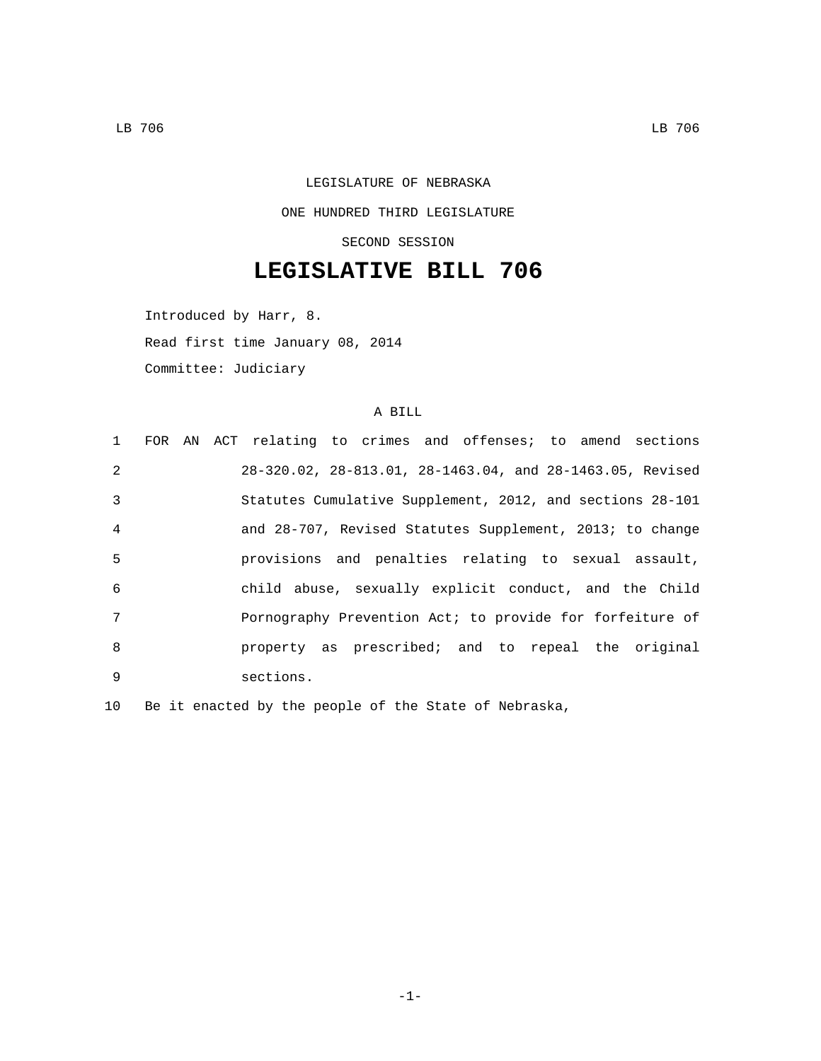LEGISLATURE OF NEBRASKA

ONE HUNDRED THIRD LEGISLATURE

SECOND SESSION

# LEGISLATIVE BILL 706

Introduced by Harr, 8.

Read first time January 08, 2014

Committee: Judiciary

A BILL

1 FOR AN ACT relating to crimes and offenses; to amend sections
2 28-320.02, 28-813.01, 28-1463.04, and 28-1463.05, Revised
3 Statutes Cumulative Supplement, 2012, and sections 28-101
4 and 28-707, Revised Statutes Supplement, 2013; to change
5 provisions and penalties relating to sexual assault,
6 child abuse, sexually explicit conduct, and the Child
7 Pornography Prevention Act; to provide for forfeiture of
8 property as prescribed; and to repeal the original
9 sections.

10 Be it enacted by the people of the State of Nebraska,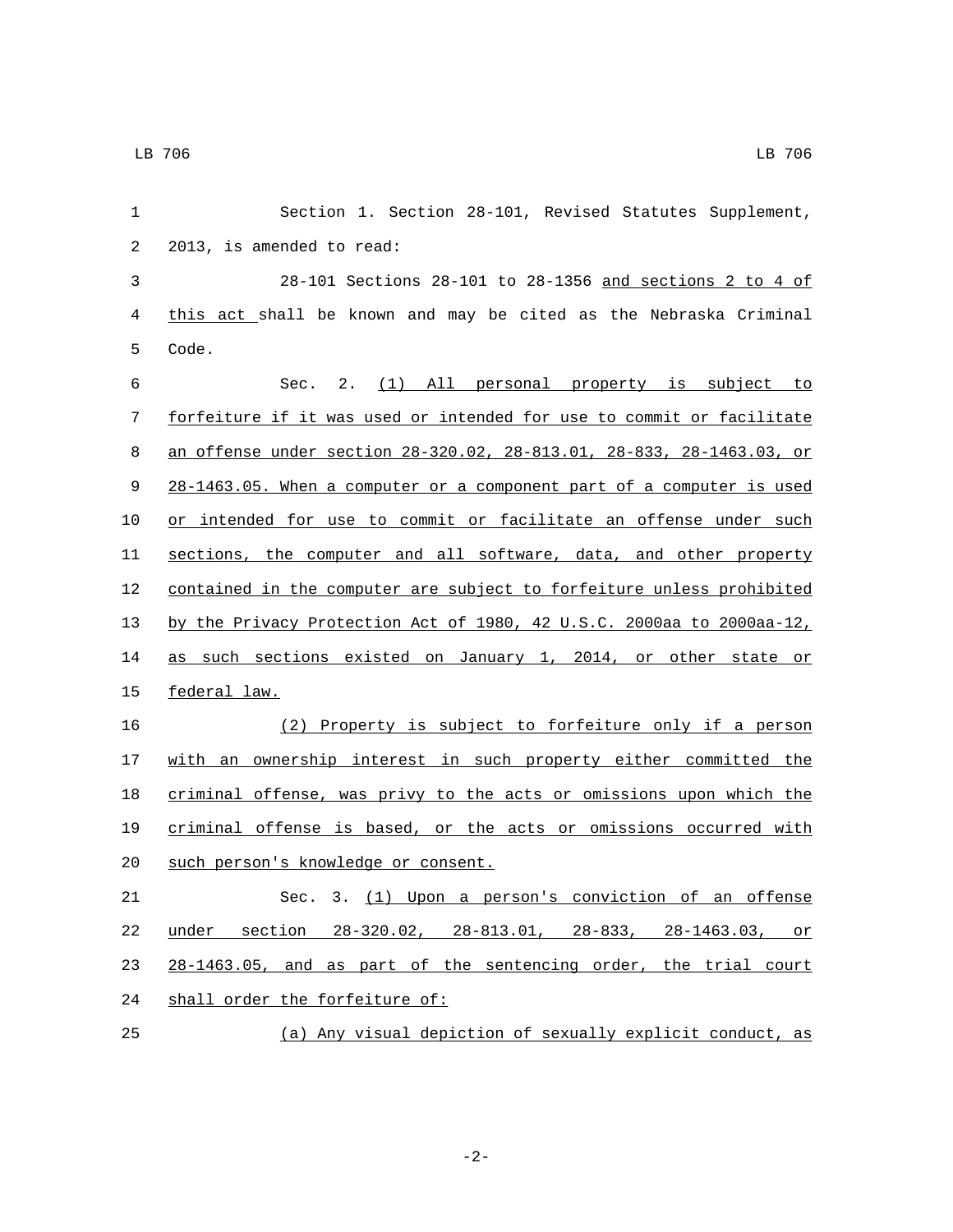Section 1. Section 28-101, Revised Statutes Supplement, 2013, is amended to read:

28-101 Sections 28-101 to 28-1356 and sections 2 to 4 of this act shall be known and may be cited as the Nebraska Criminal Code.

Sec. 2. (1) All personal property is subject to forfeiture if it was used or intended for use to commit or facilitate an offense under section 28-320.02, 28-813.01, 28-833, 28-1463.03, or 28-1463.05. When a computer or a component part of a computer is used or intended for use to commit or facilitate an offense under such sections, the computer and all software, data, and other property contained in the computer are subject to forfeiture unless prohibited by the Privacy Protection Act of 1980, 42 U.S.C. 2000aa to 2000aa-12, as such sections existed on January 1, 2014, or other state or federal law.

(2) Property is subject to forfeiture only if a person with an ownership interest in such property either committed the criminal offense, was privy to the acts or omissions upon which the criminal offense is based, or the acts or omissions occurred with such person's knowledge or consent.

Sec. 3. (1) Upon a person's conviction of an offense under section 28-320.02, 28-813.01, 28-833, 28-1463.03, or 28-1463.05, and as part of the sentencing order, the trial court shall order the forfeiture of:

(a) Any visual depiction of sexually explicit conduct, as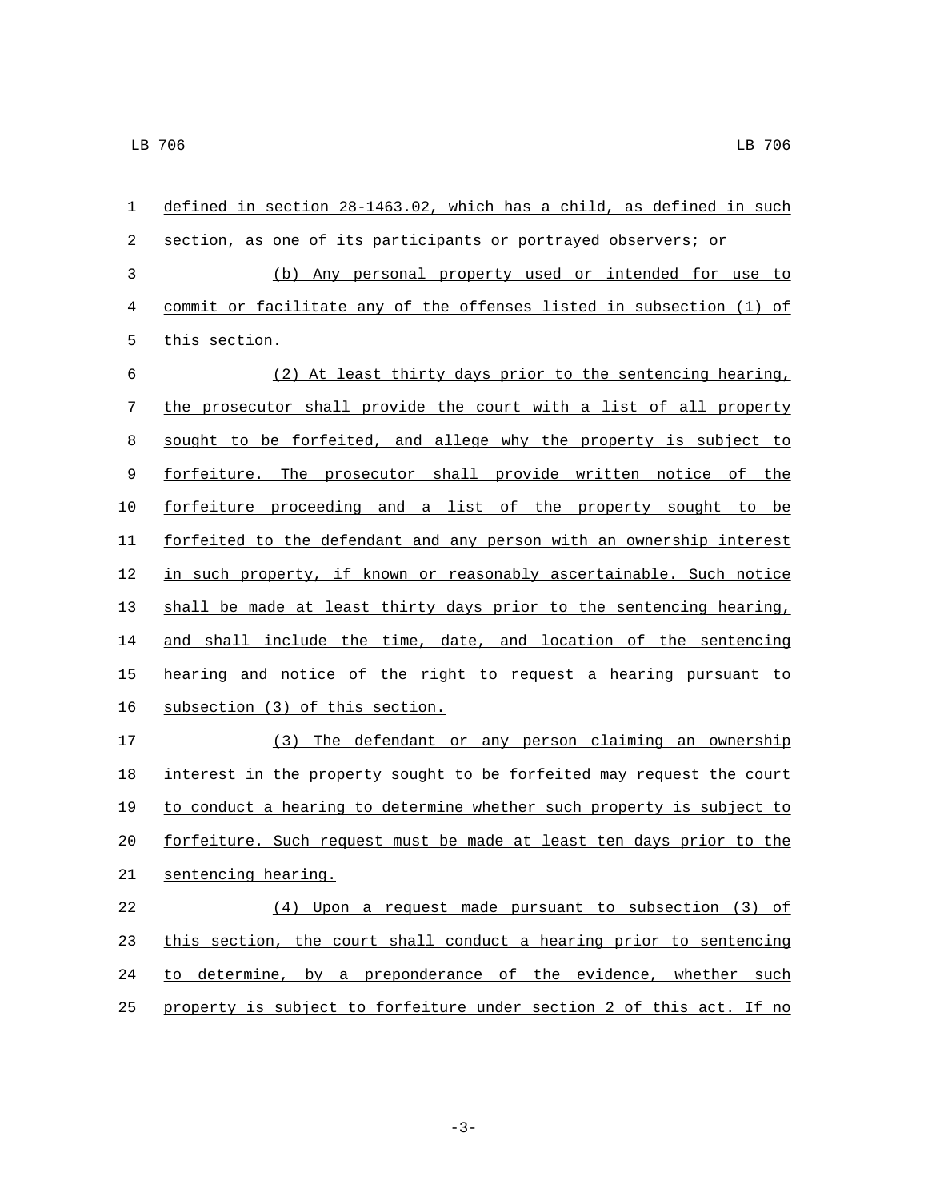defined in section 28-1463.02, which has a child, as defined in such section, as one of its participants or portrayed observers; or

(b) Any personal property used or intended for use to commit or facilitate any of the offenses listed in subsection (1) of this section.

(2) At least thirty days prior to the sentencing hearing, the prosecutor shall provide the court with a list of all property sought to be forfeited, and allege why the property is subject to forfeiture. The prosecutor shall provide written notice of the forfeiture proceeding and a list of the property sought to be forfeited to the defendant and any person with an ownership interest in such property, if known or reasonably ascertainable. Such notice shall be made at least thirty days prior to the sentencing hearing, and shall include the time, date, and location of the sentencing hearing and notice of the right to request a hearing pursuant to subsection (3) of this section.

(3) The defendant or any person claiming an ownership interest in the property sought to be forfeited may request the court to conduct a hearing to determine whether such property is subject to forfeiture. Such request must be made at least ten days prior to the sentencing hearing.

(4) Upon a request made pursuant to subsection (3) of this section, the court shall conduct a hearing prior to sentencing to determine, by a preponderance of the evidence, whether such property is subject to forfeiture under section 2 of this act. If no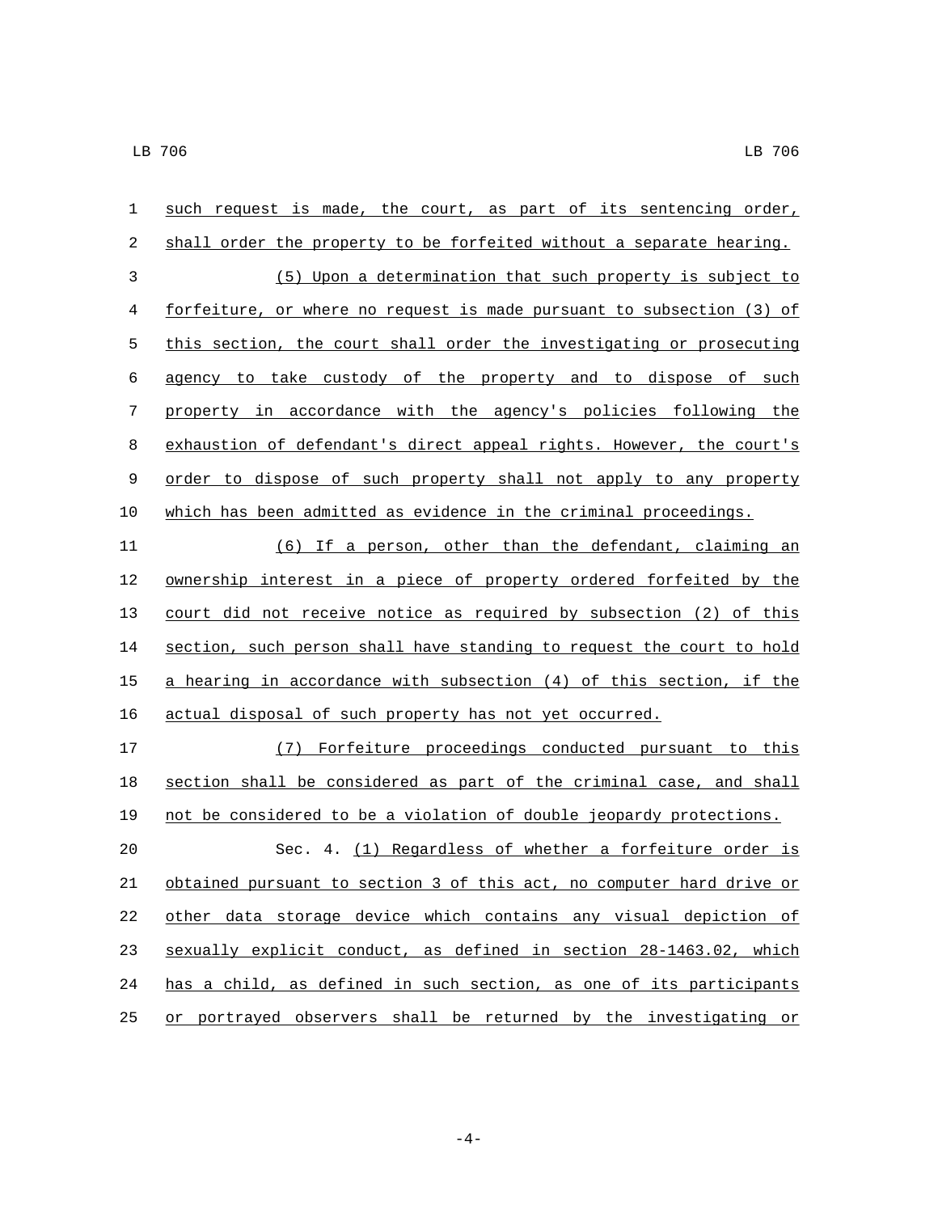such request is made, the court, as part of its sentencing order, shall order the property to be forfeited without a separate hearing.

(5) Upon a determination that such property is subject to forfeiture, or where no request is made pursuant to subsection (3) of this section, the court shall order the investigating or prosecuting agency to take custody of the property and to dispose of such property in accordance with the agency's policies following the exhaustion of defendant's direct appeal rights. However, the court's order to dispose of such property shall not apply to any property which has been admitted as evidence in the criminal proceedings.

(6) If a person, other than the defendant, claiming an ownership interest in a piece of property ordered forfeited by the court did not receive notice as required by subsection (2) of this section, such person shall have standing to request the court to hold a hearing in accordance with subsection (4) of this section, if the actual disposal of such property has not yet occurred.

(7) Forfeiture proceedings conducted pursuant to this section shall be considered as part of the criminal case, and shall not be considered to be a violation of double jeopardy protections.

Sec. 4. (1) Regardless of whether a forfeiture order is obtained pursuant to section 3 of this act, no computer hard drive or other data storage device which contains any visual depiction of sexually explicit conduct, as defined in section 28-1463.02, which has a child, as defined in such section, as one of its participants or portrayed observers shall be returned by the investigating or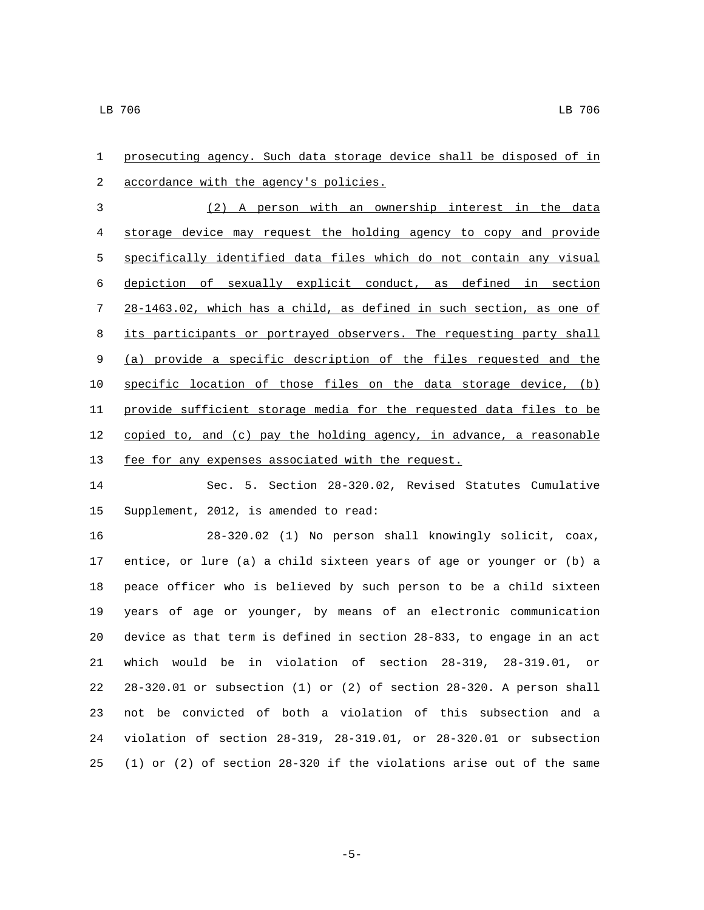prosecuting agency. Such data storage device shall be disposed of in accordance with the agency's policies.

(2) A person with an ownership interest in the data storage device may request the holding agency to copy and provide specifically identified data files which do not contain any visual depiction of sexually explicit conduct, as defined in section 28-1463.02, which has a child, as defined in such section, as one of its participants or portrayed observers. The requesting party shall (a) provide a specific description of the files requested and the specific location of those files on the data storage device, (b) provide sufficient storage media for the requested data files to be copied to, and (c) pay the holding agency, in advance, a reasonable fee for any expenses associated with the request.

Sec. 5. Section 28-320.02, Revised Statutes Cumulative Supplement, 2012, is amended to read:

28-320.02 (1) No person shall knowingly solicit, coax, entice, or lure (a) a child sixteen years of age or younger or (b) a peace officer who is believed by such person to be a child sixteen years of age or younger, by means of an electronic communication device as that term is defined in section 28-833, to engage in an act which would be in violation of section 28-319, 28-319.01, or 28-320.01 or subsection (1) or (2) of section 28-320. A person shall not be convicted of both a violation of this subsection and a violation of section 28-319, 28-319.01, or 28-320.01 or subsection (1) or (2) of section 28-320 if the violations arise out of the same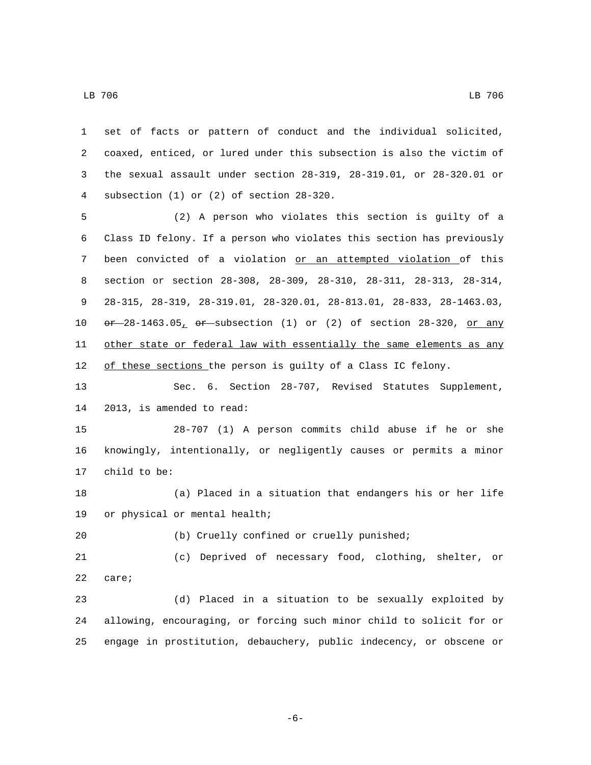set of facts or pattern of conduct and the individual solicited, coaxed, enticed, or lured under this subsection is also the victim of the sexual assault under section 28-319, 28-319.01, or 28-320.01 or subsection (1) or (2) of section 28-320.

(2) A person who violates this section is guilty of a Class ID felony. If a person who violates this section has previously been convicted of a violation or an attempted violation of this section or section 28-308, 28-309, 28-310, 28-311, 28-313, 28-314, 28-315, 28-319, 28-319.01, 28-320.01, 28-813.01, 28-833, 28-1463.03, ~~or~~ 28-1463.05, ~~or~~ subsection (1) or (2) of section 28-320, or any other state or federal law with essentially the same elements as any of these sections the person is guilty of a Class IC felony.

Sec. 6. Section 28-707, Revised Statutes Supplement, 2013, is amended to read:

28-707 (1) A person commits child abuse if he or she knowingly, intentionally, or negligently causes or permits a minor child to be:

(a) Placed in a situation that endangers his or her life or physical or mental health;

(b) Cruelly confined or cruelly punished;

(c) Deprived of necessary food, clothing, shelter, or care;

(d) Placed in a situation to be sexually exploited by allowing, encouraging, or forcing such minor child to solicit for or engage in prostitution, debauchery, public indecency, or obscene or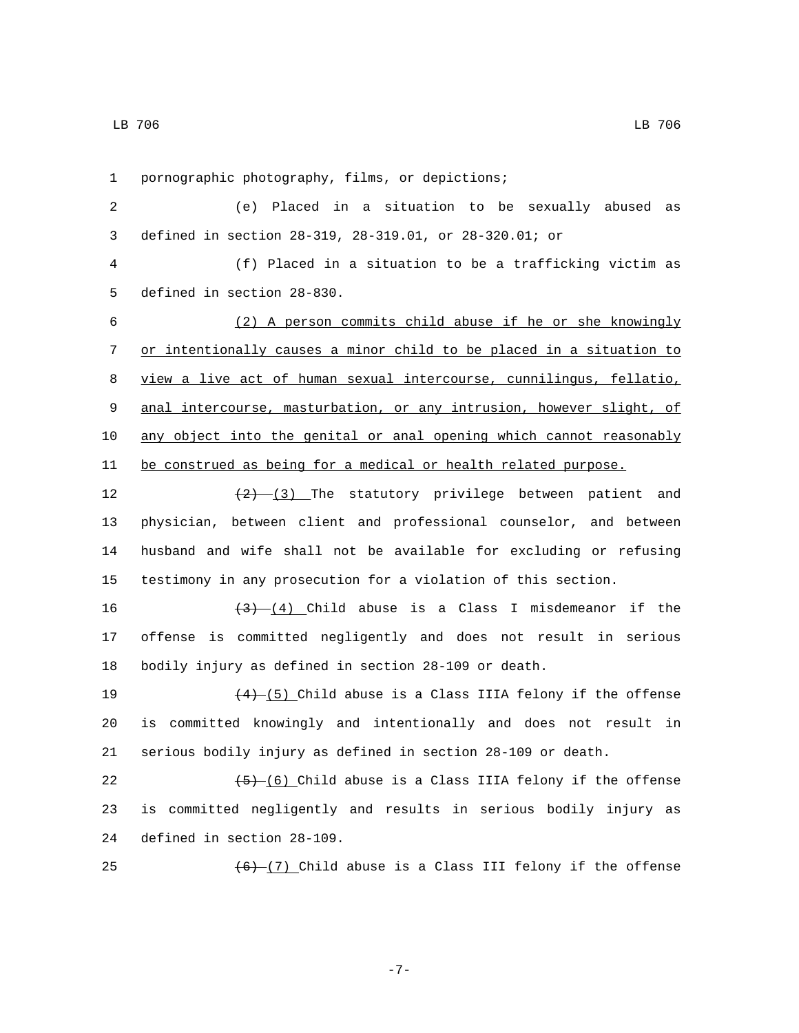pornographic photography, films, or depictions;

(e) Placed in a situation to be sexually abused as defined in section 28-319, 28-319.01, or 28-320.01; or

(f) Placed in a situation to be a trafficking victim as defined in section 28-830.

<u>(2) A person commits child abuse if he or she knowingly or intentionally causes a minor child to be placed in a situation to view a live act of human sexual intercourse, cunnilingus, fellatio, anal intercourse, masturbation, or any intrusion, however slight, of any object into the genital or anal opening which cannot reasonably be construed as being for a medical or health related purpose.</u>

~~(2)~~ <u>(3)</u> The statutory privilege between patient and physician, between client and professional counselor, and between husband and wife shall not be available for excluding or refusing testimony in any prosecution for a violation of this section.

~~(3)~~ <u>(4)</u> Child abuse is a Class I misdemeanor if the offense is committed negligently and does not result in serious bodily injury as defined in section 28-109 or death.

~~(4)~~ <u>(5)</u> Child abuse is a Class IIIA felony if the offense is committed knowingly and intentionally and does not result in serious bodily injury as defined in section 28-109 or death.

~~(5)~~ <u>(6)</u> Child abuse is a Class IIIA felony if the offense is committed negligently and results in serious bodily injury as defined in section 28-109.

~~(6)~~ <u>(7)</u> Child abuse is a Class III felony if the offense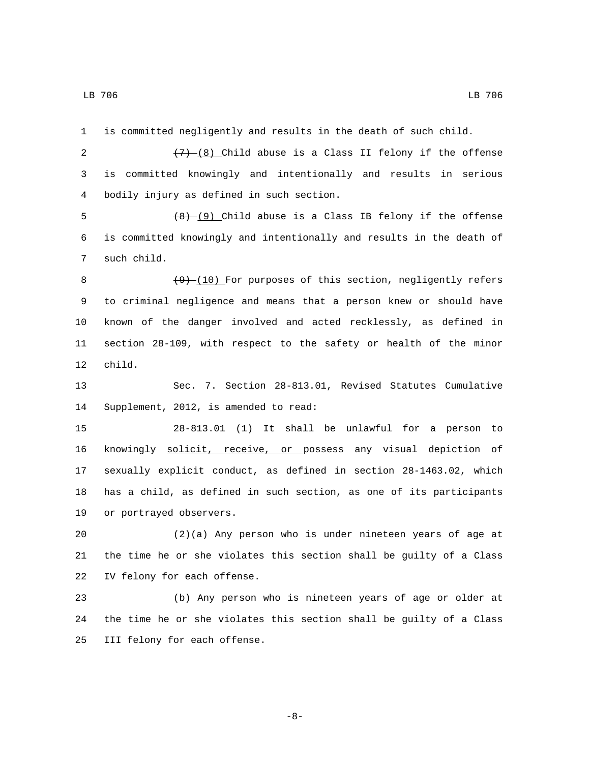is committed negligently and results in the death of such child.

~~(7)~~ (8) Child abuse is a Class II felony if the offense is committed knowingly and intentionally and results in serious bodily injury as defined in such section.

~~(8)~~ (9) Child abuse is a Class IB felony if the offense is committed knowingly and intentionally and results in the death of such child.

~~(9)~~ (10) For purposes of this section, negligently refers to criminal negligence and means that a person knew or should have known of the danger involved and acted recklessly, as defined in section 28-109, with respect to the safety or health of the minor child.

Sec. 7. Section 28-813.01, Revised Statutes Cumulative Supplement, 2012, is amended to read:

28-813.01 (1) It shall be unlawful for a person to knowingly solicit, receive, or possess any visual depiction of sexually explicit conduct, as defined in section 28-1463.02, which has a child, as defined in such section, as one of its participants or portrayed observers.

(2)(a) Any person who is under nineteen years of age at the time he or she violates this section shall be guilty of a Class IV felony for each offense.

(b) Any person who is nineteen years of age or older at the time he or she violates this section shall be guilty of a Class III felony for each offense.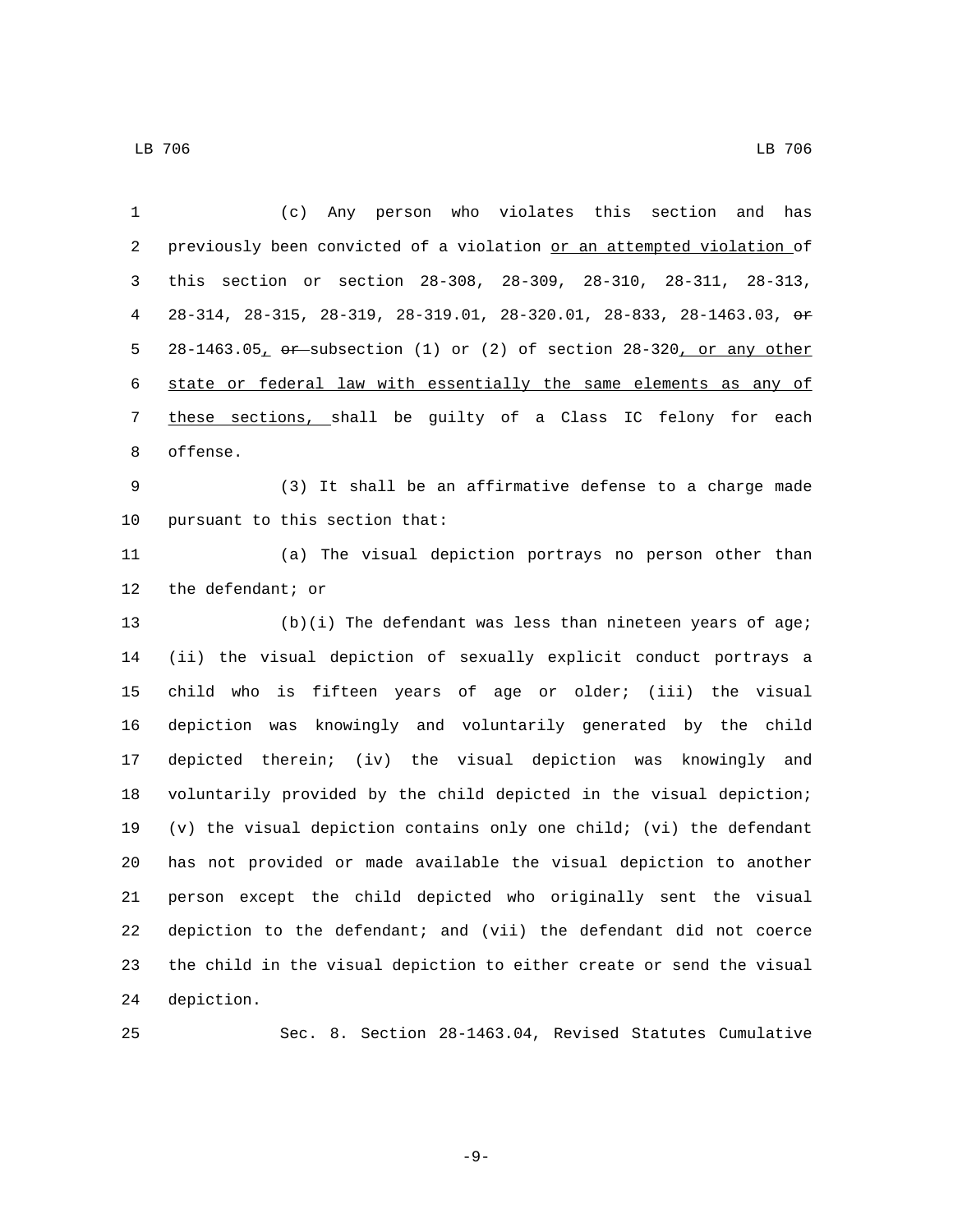(c) Any person who violates this section and has previously been convicted of a violation or an attempted violation of this section or section 28-308, 28-309, 28-310, 28-311, 28-313, 28-314, 28-315, 28-319, 28-319.01, 28-320.01, 28-833, 28-1463.03, ~~or~~ 28-1463.05, ~~or~~ subsection (1) or (2) of section 28-320, or any other state or federal law with essentially the same elements as any of these sections, shall be guilty of a Class IC felony for each offense.

(3) It shall be an affirmative defense to a charge made pursuant to this section that:

(a) The visual depiction portrays no person other than the defendant; or

(b)(i) The defendant was less than nineteen years of age; (ii) the visual depiction of sexually explicit conduct portrays a child who is fifteen years of age or older; (iii) the visual depiction was knowingly and voluntarily generated by the child depicted therein; (iv) the visual depiction was knowingly and voluntarily provided by the child depicted in the visual depiction; (v) the visual depiction contains only one child; (vi) the defendant has not provided or made available the visual depiction to another person except the child depicted who originally sent the visual depiction to the defendant; and (vii) the defendant did not coerce the child in the visual depiction to either create or send the visual depiction.

Sec. 8. Section 28-1463.04, Revised Statutes Cumulative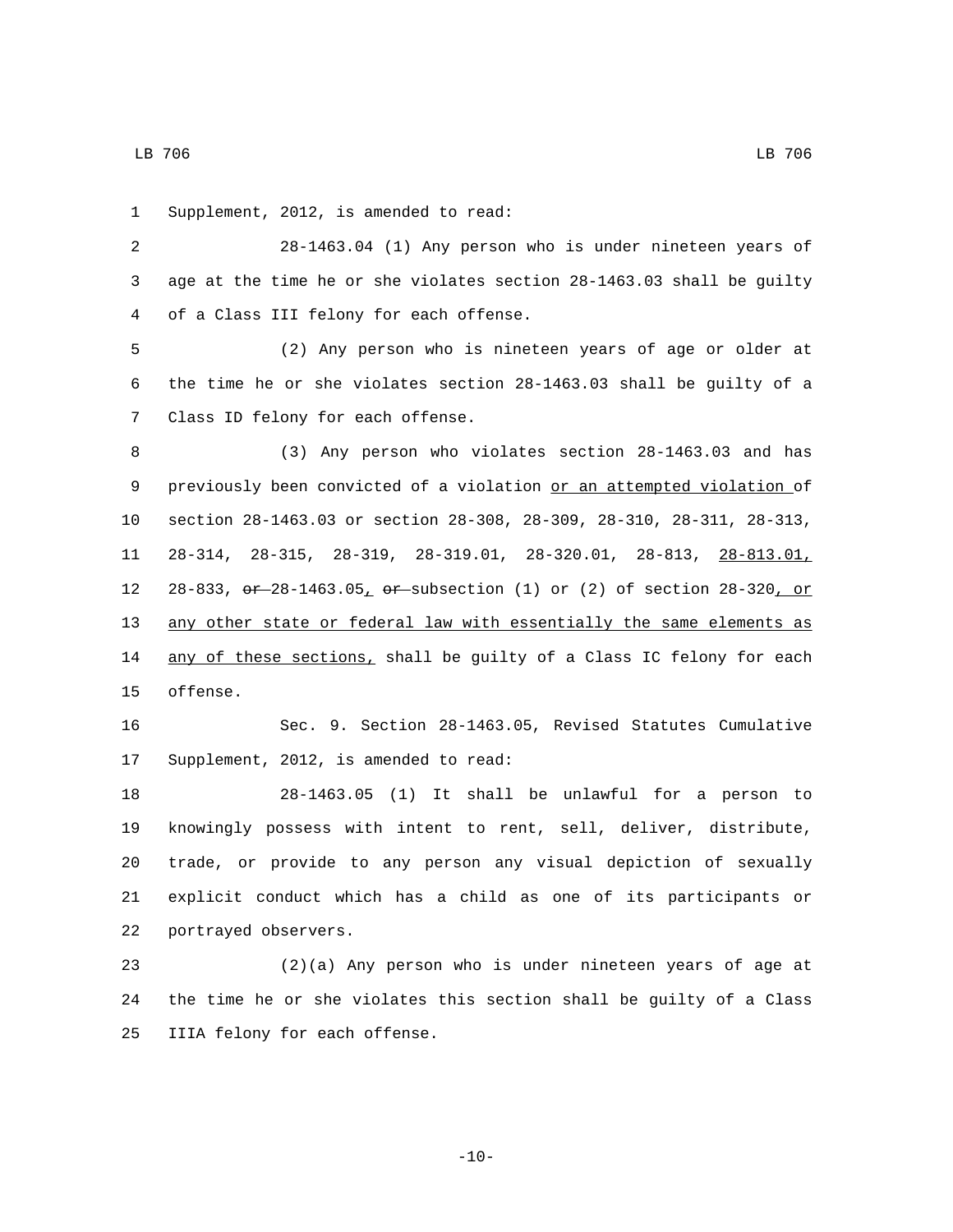Supplement, 2012, is amended to read:

28-1463.04 (1) Any person who is under nineteen years of age at the time he or she violates section 28-1463.03 shall be guilty of a Class III felony for each offense.

(2) Any person who is nineteen years of age or older at the time he or she violates section 28-1463.03 shall be guilty of a Class ID felony for each offense.

(3) Any person who violates section 28-1463.03 and has previously been convicted of a violation or an attempted violation of section 28-1463.03 or section 28-308, 28-309, 28-310, 28-311, 28-313, 28-314, 28-315, 28-319, 28-319.01, 28-320.01, 28-813, 28-813.01, 28-833, ~~or~~ 28-1463.05, ~~or~~ subsection (1) or (2) of section 28-320, or any other state or federal law with essentially the same elements as any of these sections, shall be guilty of a Class IC felony for each offense.

Sec. 9. Section 28-1463.05, Revised Statutes Cumulative Supplement, 2012, is amended to read:

28-1463.05 (1) It shall be unlawful for a person to knowingly possess with intent to rent, sell, deliver, distribute, trade, or provide to any person any visual depiction of sexually explicit conduct which has a child as one of its participants or portrayed observers.

(2)(a) Any person who is under nineteen years of age at the time he or she violates this section shall be guilty of a Class IIIA felony for each offense.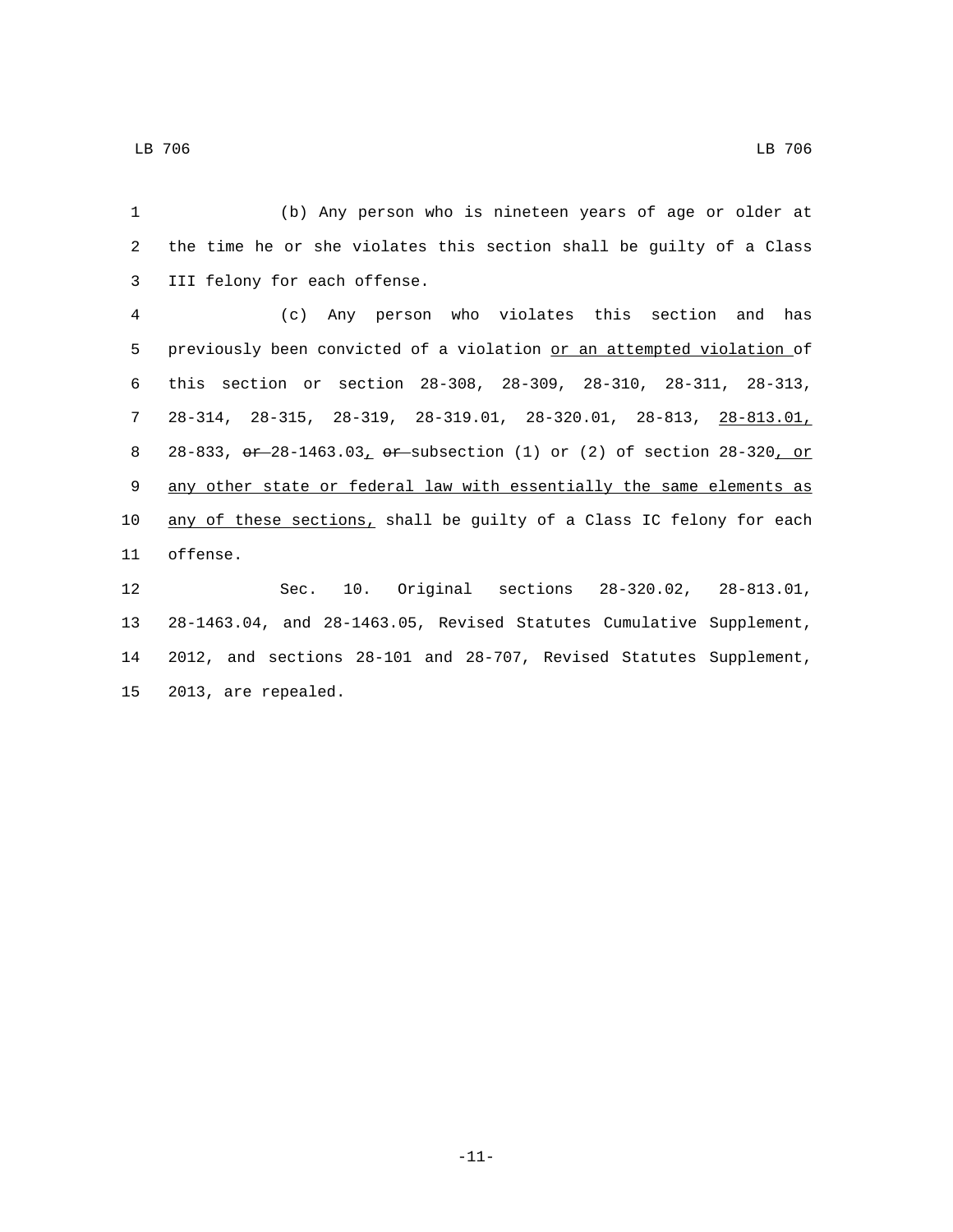(b) Any person who is nineteen years of age or older at the time he or she violates this section shall be guilty of a Class III felony for each offense.

(c) Any person who violates this section and has previously been convicted of a violation <u>or an attempted violation</u> of this section or section 28-308, 28-309, 28-310, 28-311, 28-313, 28-314, 28-315, 28-319, 28-319.01, 28-320.01, 28-813, <u>28-813.01,</u> 28-833, ~~or~~ 28-1463.03<u>,</u> ~~or~~ subsection (1) or (2) of section 28-320<u>, or any other state or federal law with essentially the same elements as any of these sections,</u> shall be guilty of a Class IC felony for each offense.

Sec. 10. Original sections 28-320.02, 28-813.01, 28-1463.04, and 28-1463.05, Revised Statutes Cumulative Supplement, 2012, and sections 28-101 and 28-707, Revised Statutes Supplement, 2013, are repealed.